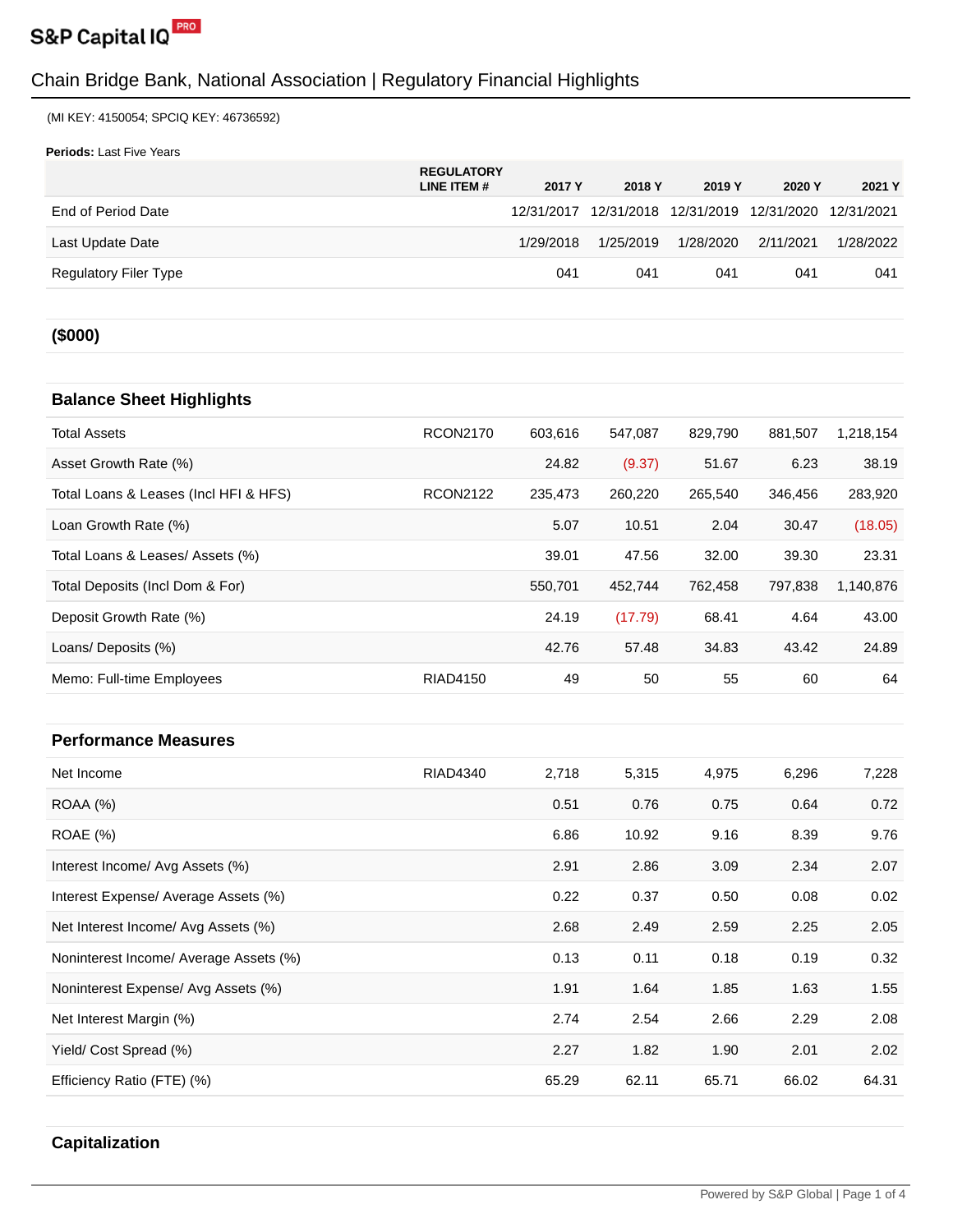S&P Capital IQ PRO

# Chain Bridge Bank, National Association | Regulatory Financial Highlights

(MI KEY: 4150054; SPCIQ KEY: 46736592)

**Periods:** Last Five Years

| | REGULATORY LINE ITEM # | 2017 Y | 2018 Y | 2019 Y | 2020 Y | 2021 Y |
|---|---|---|---|---|---|---|
| End of Period Date | | 12/31/2017 | 12/31/2018 | 12/31/2019 | 12/31/2020 | 12/31/2021 |
| Last Update Date | | 1/29/2018 | 1/25/2019 | 1/28/2020 | 2/11/2021 | 1/28/2022 |
| Regulatory Filer Type | | 041 | 041 | 041 | 041 | 041 |
| **($000)** | | | | | | |
| **Balance Sheet Highlights** | | | | | | |
| Total Assets | RCON2170 | 603,616 | 547,087 | 829,790 | 881,507 | 1,218,154 |
| Asset Growth Rate (%) | | 24.82 | (9.37) | 51.67 | 6.23 | 38.19 |
| Total Loans & Leases (Incl HFI & HFS) | RCON2122 | 235,473 | 260,220 | 265,540 | 346,456 | 283,920 |
| Loan Growth Rate (%) | | 5.07 | 10.51 | 2.04 | 30.47 | (18.05) |
| Total Loans & Leases/ Assets (%) | | 39.01 | 47.56 | 32.00 | 39.30 | 23.31 |
| Total Deposits (Incl Dom & For) | | 550,701 | 452,744 | 762,458 | 797,838 | 1,140,876 |
| Deposit Growth Rate (%) | | 24.19 | (17.79) | 68.41 | 4.64 | 43.00 |
| Loans/ Deposits (%) | | 42.76 | 57.48 | 34.83 | 43.42 | 24.89 |
| Memo: Full-time Employees | RIAD4150 | 49 | 50 | 55 | 60 | 64 |
| **Performance Measures** | | | | | | |
| Net Income | RIAD4340 | 2,718 | 5,315 | 4,975 | 6,296 | 7,228 |
| ROAA (%) | | 0.51 | 0.76 | 0.75 | 0.64 | 0.72 |
| ROAE (%) | | 6.86 | 10.92 | 9.16 | 8.39 | 9.76 |
| Interest Income/ Avg Assets (%) | | 2.91 | 2.86 | 3.09 | 2.34 | 2.07 |
| Interest Expense/ Average Assets (%) | | 0.22 | 0.37 | 0.50 | 0.08 | 0.02 |
| Net Interest Income/ Avg Assets (%) | | 2.68 | 2.49 | 2.59 | 2.25 | 2.05 |
| Noninterest Income/ Average Assets (%) | | 0.13 | 0.11 | 0.18 | 0.19 | 0.32 |
| Noninterest Expense/ Avg Assets (%) | | 1.91 | 1.64 | 1.85 | 1.63 | 1.55 |
| Net Interest Margin (%) | | 2.74 | 2.54 | 2.66 | 2.29 | 2.08 |
| Yield/ Cost Spread (%) | | 2.27 | 1.82 | 1.90 | 2.01 | 2.02 |
| Efficiency Ratio (FTE) (%) | | 65.29 | 62.11 | 65.71 | 66.02 | 64.31 |
| **Capitalization** | | | | | | |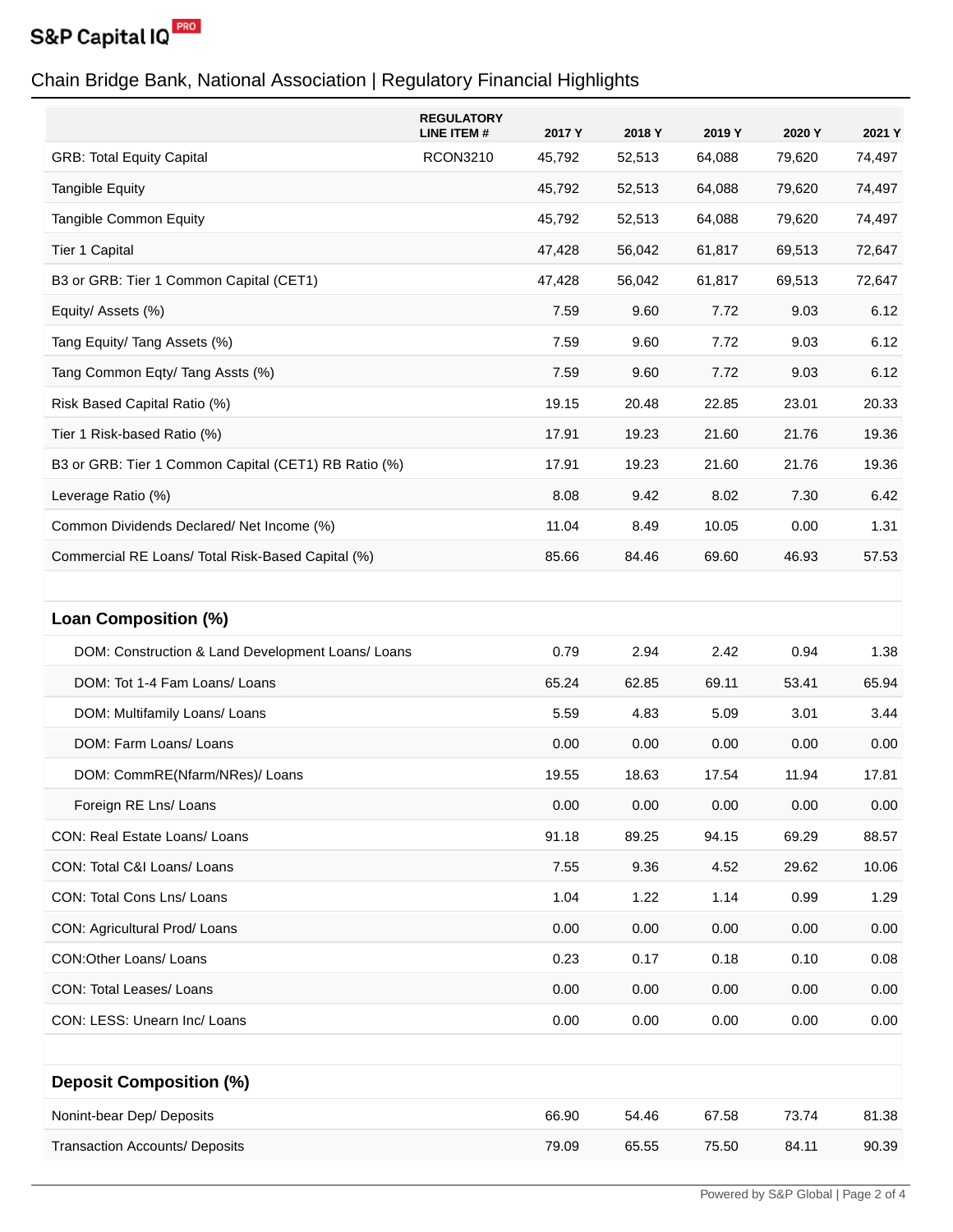# Chain Bridge Bank, National Association | Regulatory Financial Highlights

| | REGULATORY LINE ITEM # | 2017 Y | 2018 Y | 2019 Y | 2020 Y | 2021 Y |
|---|---|---|---|---|---|---|
| GRB: Total Equity Capital | RCON3210 | 45,792 | 52,513 | 64,088 | 79,620 | 74,497 |
| Tangible Equity | | 45,792 | 52,513 | 64,088 | 79,620 | 74,497 |
| Tangible Common Equity | | 45,792 | 52,513 | 64,088 | 79,620 | 74,497 |
| Tier 1 Capital | | 47,428 | 56,042 | 61,817 | 69,513 | 72,647 |
| B3 or GRB: Tier 1 Common Capital (CET1) | | 47,428 | 56,042 | 61,817 | 69,513 | 72,647 |
| Equity/ Assets (%) | | 7.59 | 9.60 | 7.72 | 9.03 | 6.12 |
| Tang Equity/ Tang Assets (%) | | 7.59 | 9.60 | 7.72 | 9.03 | 6.12 |
| Tang Common Eqty/ Tang Assts (%) | | 7.59 | 9.60 | 7.72 | 9.03 | 6.12 |
| Risk Based Capital Ratio (%) | | 19.15 | 20.48 | 22.85 | 23.01 | 20.33 |
| Tier 1 Risk-based Ratio (%) | | 17.91 | 19.23 | 21.60 | 21.76 | 19.36 |
| B3 or GRB: Tier 1 Common Capital (CET1) RB Ratio (%) | | 17.91 | 19.23 | 21.60 | 21.76 | 19.36 |
| Leverage Ratio (%) | | 8.08 | 9.42 | 8.02 | 7.30 | 6.42 |
| Common Dividends Declared/ Net Income (%) | | 11.04 | 8.49 | 10.05 | 0.00 | 1.31 |
| Commercial RE Loans/ Total Risk-Based Capital (%) | | 85.66 | 84.46 | 69.60 | 46.93 | 57.53 |
| | | | | | | |
| **Loan Composition (%)** | | | | | | |
| DOM: Construction & Land Development Loans/ Loans | | 0.79 | 2.94 | 2.42 | 0.94 | 1.38 |
| DOM: Tot 1-4 Fam Loans/ Loans | | 65.24 | 62.85 | 69.11 | 53.41 | 65.94 |
| DOM: Multifamily Loans/ Loans | | 5.59 | 4.83 | 5.09 | 3.01 | 3.44 |
| DOM: Farm Loans/ Loans | | 0.00 | 0.00 | 0.00 | 0.00 | 0.00 |
| DOM: CommRE(Nfarm/NRes)/ Loans | | 19.55 | 18.63 | 17.54 | 11.94 | 17.81 |
| Foreign RE Lns/ Loans | | 0.00 | 0.00 | 0.00 | 0.00 | 0.00 |
| CON: Real Estate Loans/ Loans | | 91.18 | 89.25 | 94.15 | 69.29 | 88.57 |
| CON: Total C&I Loans/ Loans | | 7.55 | 9.36 | 4.52 | 29.62 | 10.06 |
| CON: Total Cons Lns/ Loans | | 1.04 | 1.22 | 1.14 | 0.99 | 1.29 |
| CON: Agricultural Prod/ Loans | | 0.00 | 0.00 | 0.00 | 0.00 | 0.00 |
| CON:Other Loans/ Loans | | 0.23 | 0.17 | 0.18 | 0.10 | 0.08 |
| CON: Total Leases/ Loans | | 0.00 | 0.00 | 0.00 | 0.00 | 0.00 |
| CON: LESS: Unearn Inc/ Loans | | 0.00 | 0.00 | 0.00 | 0.00 | 0.00 |
| | | | | | | |
| **Deposit Composition (%)** | | | | | | |
| Nonint-bear Dep/ Deposits | | 66.90 | 54.46 | 67.58 | 73.74 | 81.38 |
| Transaction Accounts/ Deposits | | 79.09 | 65.55 | 75.50 | 84.11 | 90.39 |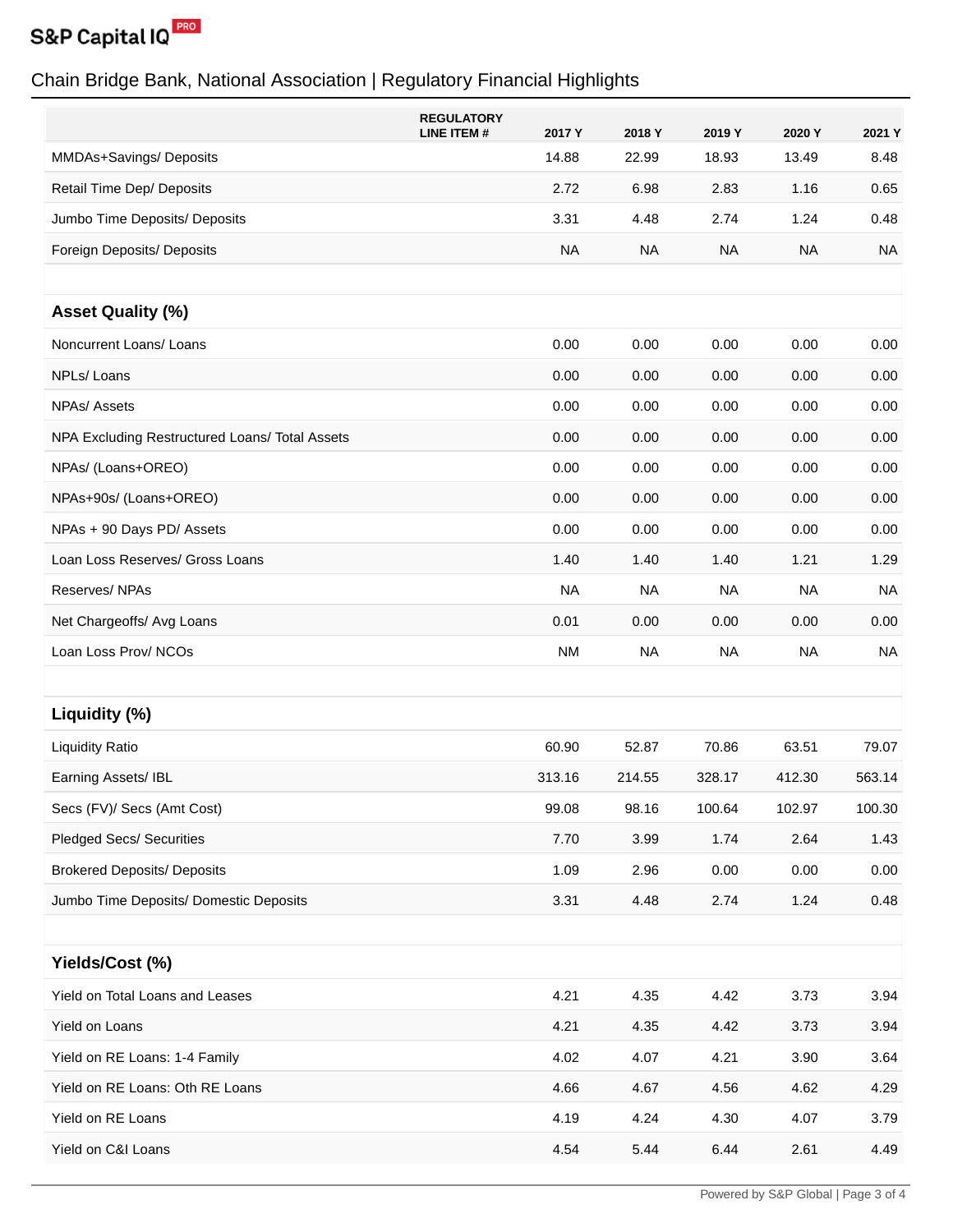# Chain Bridge Bank, National Association | Regulatory Financial Highlights

| | REGULATORY LINE ITEM # | 2017 Y | 2018 Y | 2019 Y | 2020 Y | 2021 Y |
|---|---|---|---|---|---|---|
| MMDAs+Savings/ Deposits | | 14.88 | 22.99 | 18.93 | 13.49 | 8.48 |
| Retail Time Dep/ Deposits | | 2.72 | 6.98 | 2.83 | 1.16 | 0.65 |
| Jumbo Time Deposits/ Deposits | | 3.31 | 4.48 | 2.74 | 1.24 | 0.48 |
| Foreign Deposits/ Deposits | | NA | NA | NA | NA | NA |
| | | | | | | |
| **Asset Quality (%)** | | | | | | |
| Noncurrent Loans/ Loans | | 0.00 | 0.00 | 0.00 | 0.00 | 0.00 |
| NPLs/ Loans | | 0.00 | 0.00 | 0.00 | 0.00 | 0.00 |
| NPAs/ Assets | | 0.00 | 0.00 | 0.00 | 0.00 | 0.00 |
| NPA Excluding Restructured Loans/ Total Assets | | 0.00 | 0.00 | 0.00 | 0.00 | 0.00 |
| NPAs/ (Loans+OREO) | | 0.00 | 0.00 | 0.00 | 0.00 | 0.00 |
| NPAs+90s/ (Loans+OREO) | | 0.00 | 0.00 | 0.00 | 0.00 | 0.00 |
| NPAs + 90 Days PD/ Assets | | 0.00 | 0.00 | 0.00 | 0.00 | 0.00 |
| Loan Loss Reserves/ Gross Loans | | 1.40 | 1.40 | 1.40 | 1.21 | 1.29 |
| Reserves/ NPAs | | NA | NA | NA | NA | NA |
| Net Chargeoffs/ Avg Loans | | 0.01 | 0.00 | 0.00 | 0.00 | 0.00 |
| Loan Loss Prov/ NCOs | | NM | NA | NA | NA | NA |
| | | | | | | |
| **Liquidity (%)** | | | | | | |
| Liquidity Ratio | | 60.90 | 52.87 | 70.86 | 63.51 | 79.07 |
| Earning Assets/ IBL | | 313.16 | 214.55 | 328.17 | 412.30 | 563.14 |
| Secs (FV)/ Secs (Amt Cost) | | 99.08 | 98.16 | 100.64 | 102.97 | 100.30 |
| Pledged Secs/ Securities | | 7.70 | 3.99 | 1.74 | 2.64 | 1.43 |
| Brokered Deposits/ Deposits | | 1.09 | 2.96 | 0.00 | 0.00 | 0.00 |
| Jumbo Time Deposits/ Domestic Deposits | | 3.31 | 4.48 | 2.74 | 1.24 | 0.48 |
| | | | | | | |
| **Yields/Cost (%)** | | | | | | |
| Yield on Total Loans and Leases | | 4.21 | 4.35 | 4.42 | 3.73 | 3.94 |
| Yield on Loans | | 4.21 | 4.35 | 4.42 | 3.73 | 3.94 |
| Yield on RE Loans: 1-4 Family | | 4.02 | 4.07 | 4.21 | 3.90 | 3.64 |
| Yield on RE Loans: Oth RE Loans | | 4.66 | 4.67 | 4.56 | 4.62 | 4.29 |
| Yield on RE Loans | | 4.19 | 4.24 | 4.30 | 4.07 | 3.79 |
| Yield on C&I Loans | | 4.54 | 5.44 | 6.44 | 2.61 | 4.49 |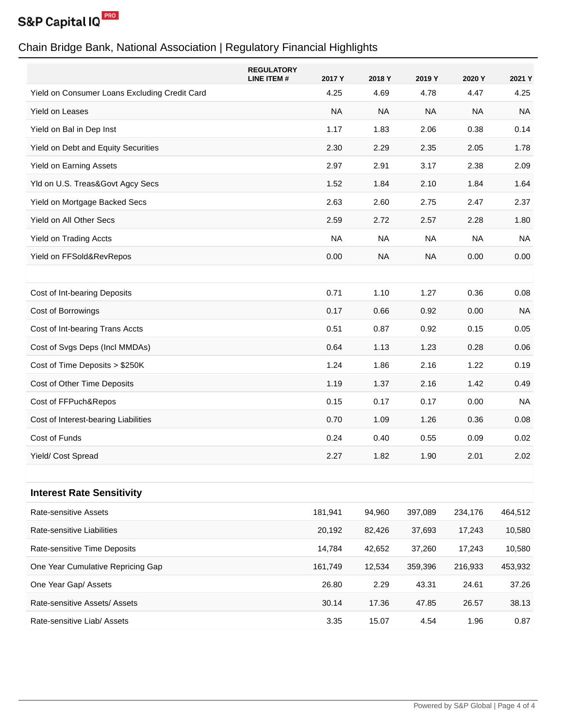# Chain Bridge Bank, National Association | Regulatory Financial Highlights

| | REGULATORY LINE ITEM # | 2017 Y | 2018 Y | 2019 Y | 2020 Y | 2021 Y |
|---|---|---|---|---|---|---|
| Yield on Consumer Loans Excluding Credit Card | | 4.25 | 4.69 | 4.78 | 4.47 | 4.25 |
| Yield on Leases | | NA | NA | NA | NA | NA |
| Yield on Bal in Dep Inst | | 1.17 | 1.83 | 2.06 | 0.38 | 0.14 |
| Yield on Debt and Equity Securities | | 2.30 | 2.29 | 2.35 | 2.05 | 1.78 |
| Yield on Earning Assets | | 2.97 | 2.91 | 3.17 | 2.38 | 2.09 |
| Yld on U.S. Treas&Govt Agcy Secs | | 1.52 | 1.84 | 2.10 | 1.84 | 1.64 |
| Yield on Mortgage Backed Secs | | 2.63 | 2.60 | 2.75 | 2.47 | 2.37 |
| Yield on All Other Secs | | 2.59 | 2.72 | 2.57 | 2.28 | 1.80 |
| Yield on Trading Accts | | NA | NA | NA | NA | NA |
| Yield on FFSold&RevRepos | | 0.00 | NA | NA | 0.00 | 0.00 |
| | | | | | | |
| Cost of Int-bearing Deposits | | 0.71 | 1.10 | 1.27 | 0.36 | 0.08 |
| Cost of Borrowings | | 0.17 | 0.66 | 0.92 | 0.00 | NA |
| Cost of Int-bearing Trans Accts | | 0.51 | 0.87 | 0.92 | 0.15 | 0.05 |
| Cost of Svgs Deps (Incl MMDAs) | | 0.64 | 1.13 | 1.23 | 0.28 | 0.06 |
| Cost of Time Deposits > $250K | | 1.24 | 1.86 | 2.16 | 1.22 | 0.19 |
| Cost of Other Time Deposits | | 1.19 | 1.37 | 2.16 | 1.42 | 0.49 |
| Cost of FFPuch&Repos | | 0.15 | 0.17 | 0.17 | 0.00 | NA |
| Cost of Interest-bearing Liabilities | | 0.70 | 1.09 | 1.26 | 0.36 | 0.08 |
| Cost of Funds | | 0.24 | 0.40 | 0.55 | 0.09 | 0.02 |
| Yield/ Cost Spread | | 2.27 | 1.82 | 1.90 | 2.01 | 2.02 |
| | | | | | | |
| **Interest Rate Sensitivity** | | | | | | |
| Rate-sensitive Assets | | 181,941 | 94,960 | 397,089 | 234,176 | 464,512 |
| Rate-sensitive Liabilities | | 20,192 | 82,426 | 37,693 | 17,243 | 10,580 |
| Rate-sensitive Time Deposits | | 14,784 | 42,652 | 37,260 | 17,243 | 10,580 |
| One Year Cumulative Repricing Gap | | 161,749 | 12,534 | 359,396 | 216,933 | 453,932 |
| One Year Gap/ Assets | | 26.80 | 2.29 | 43.31 | 24.61 | 37.26 |
| Rate-sensitive Assets/ Assets | | 30.14 | 17.36 | 47.85 | 26.57 | 38.13 |
| Rate-sensitive Liab/ Assets | | 3.35 | 15.07 | 4.54 | 1.96 | 0.87 |